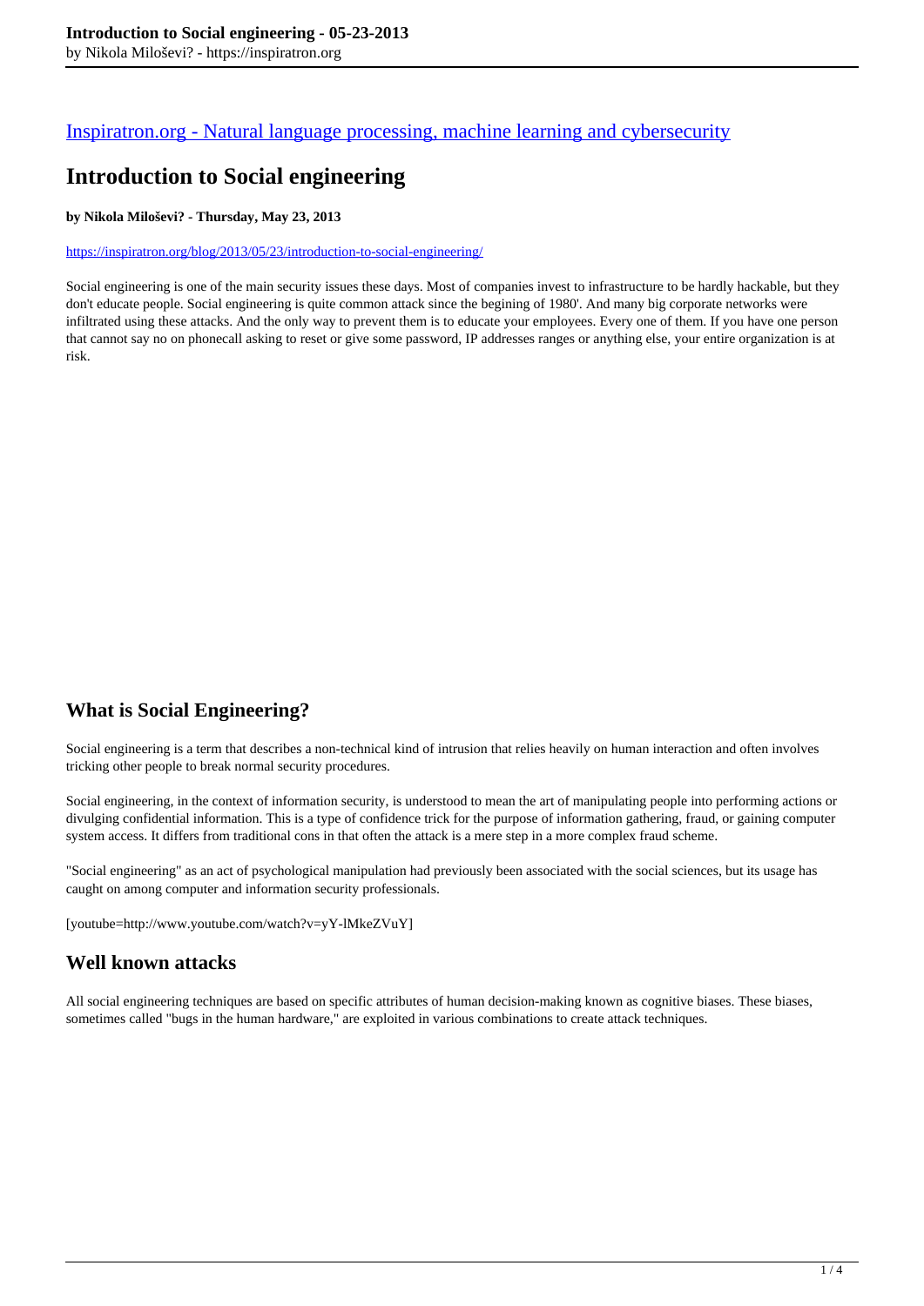[Inspiratron.org - Natural language processing, machine learning and cybersecurity](https://inspiratron.org)

# Introduction to Social engineering

**by Nikola Miloševi? - Thursday, May 23, 2013**

https://inspiratron.org/blog/2013/05/23/introduction-to-social-engineering/

Social engineering is one of the main security issues these days. Most of companies invest to infrastructure to be hardly hackable, but they don't educate people. Social engineering is quite common attack since the begining of 1980'. And many big corporate networks were infiltrated using these attacks. And the only way to prevent them is to educate your employees. Every one of them. If you have one person that cannot say no on phonecall asking to reset or give some password, IP addresses ranges or anything else, your entire organization is at risk.

## What is Social Engineering?

Social engineering is a term that describes a non-technical kind of intrusion that relies heavily on human interaction and often involves tricking other people to break normal security procedures.

Social engineering, in the context of information security, is understood to mean the art of manipulating people into performing actions or divulging confidential information. This is a type of confidence trick for the purpose of information gathering, fraud, or gaining computer system access. It differs from traditional cons in that often the attack is a mere step in a more complex fraud scheme.

"Social engineering" as an act of psychological manipulation had previously been associated with the social sciences, but its usage has caught on among computer and information security professionals.

[youtube=http://www.youtube.com/watch?v=yY-lMkeZVuY]

## Well known attacks

All social engineering techniques are based on specific attributes of human decision-making known as cognitive biases. These biases, sometimes called "bugs in the human hardware," are exploited in various combinations to create attack techniques.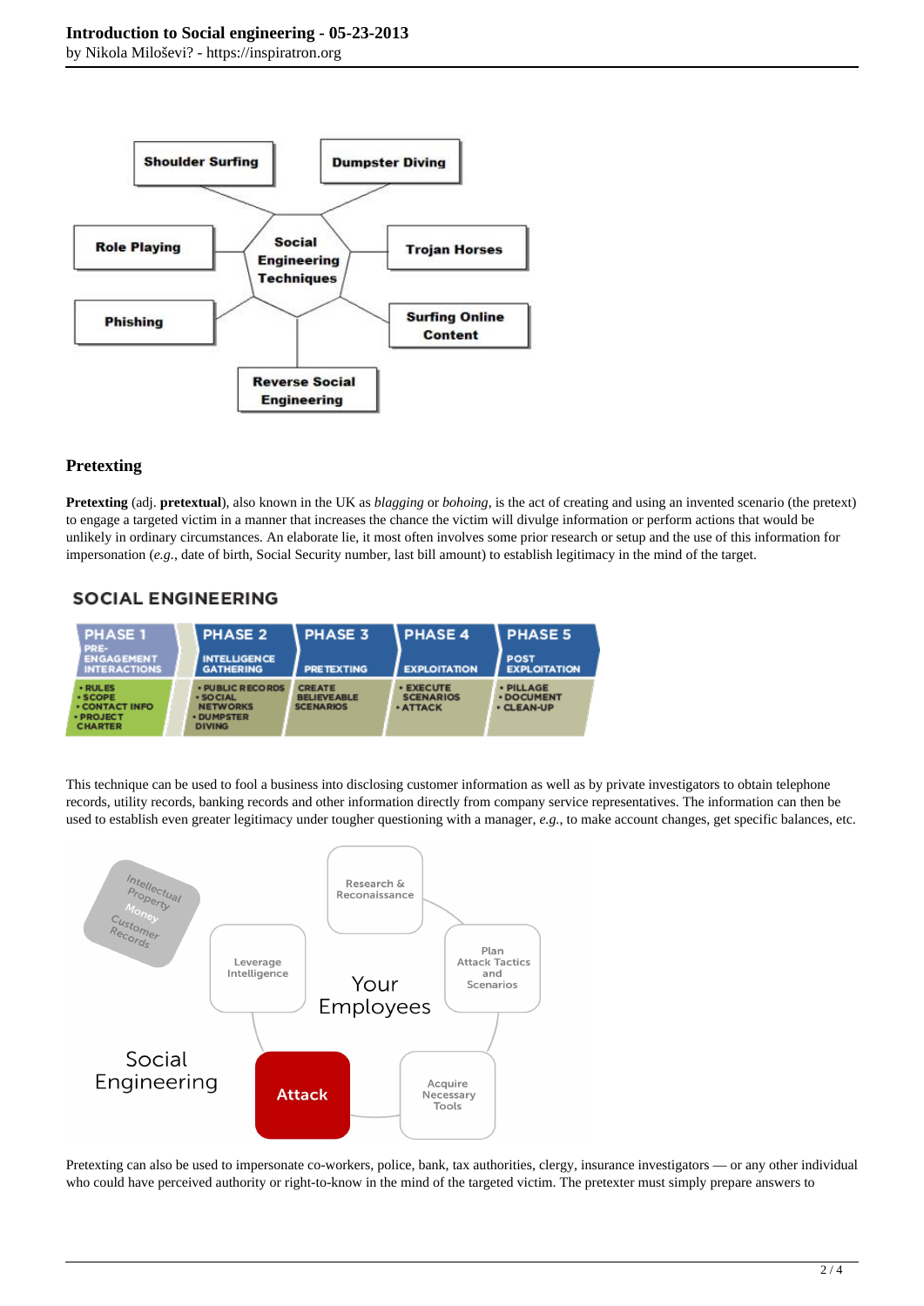## Pretexting

**Pretexting** (adj. **pretextual**), also known in the UK as *blagging* or *bohoing*, is the act of creating and using an invented scenario (the pretext) to engage a targeted victim in a manner that increases the chance the victim will divulge information or perform actions that would be unlikely in ordinary circumstances. An elaborate lie, it most often involves some prior research or setup and the use of this information for impersonation (*e.g.*, date of birth, Social Security number, last bill amount) to establish legitimacy in the mind of the target.

This technique can be used to fool a business into disclosing customer information as well as by private investigators to obtain telephone records, utility records, banking records and other information directly from company service representatives. The information can then be used to establish even greater legitimacy under tougher questioning with a manager, *e.g.*, to make account changes, get specific balances, etc.

Pretexting can also be used to impersonate co-workers, police, bank, tax authorities, clergy, insurance investigators — or any other individual who could have perceived authority or right-to-know in the mind of the targeted victim. The pretexter must simply prepare answers to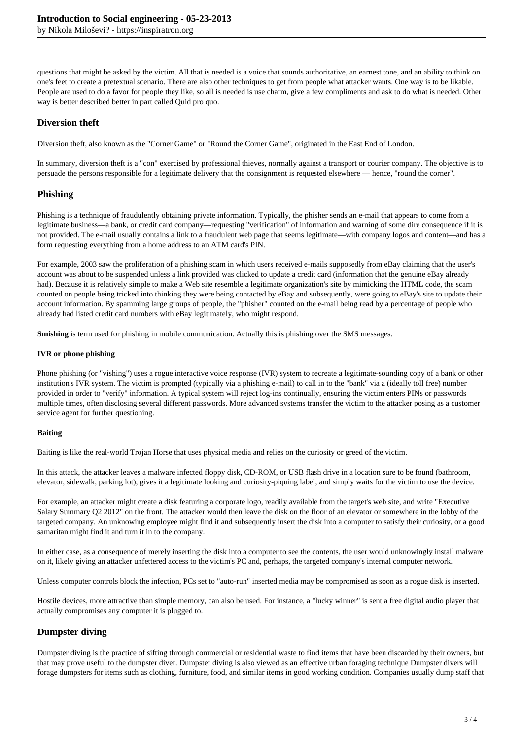questions that might be asked by the victim. All that is needed is a voice that sounds authoritative, an earnest tone, and an ability to think on one's feet to create a pretextual scenario. There are also other techniques to get from people what attacker wants. One way is to be likable. People are used to do a favor for people they like, so all is needed is use charm, give a few compliments and ask to do what is needed. Other way is better described better in part called Quid pro quo.

## Diversion theft

Diversion theft, also known as the "Corner Game" or "Round the Corner Game", originated in the East End of London.

In summary, diversion theft is a "con" exercised by professional thieves, normally against a transport or courier company. The objective is to persuade the persons responsible for a legitimate delivery that the consignment is requested elsewhere — hence, "round the corner".

## Phishing

Phishing is a technique of fraudulently obtaining private information. Typically, the phisher sends an e-mail that appears to come from a legitimate business—a bank, or credit card company—requesting "verification" of information and warning of some dire consequence if it is not provided. The e-mail usually contains a link to a fraudulent web page that seems legitimate—with company logos and content—and has a form requesting everything from a home address to an ATM card's PIN.

For example, 2003 saw the proliferation of a phishing scam in which users received e-mails supposedly from eBay claiming that the user's account was about to be suspended unless a link provided was clicked to update a credit card (information that the genuine eBay already had). Because it is relatively simple to make a Web site resemble a legitimate organization's site by mimicking the HTML code, the scam counted on people being tricked into thinking they were being contacted by eBay and subsequently, were going to eBay's site to update their account information. By spamming large groups of people, the "phisher" counted on the e-mail being read by a percentage of people who already had listed credit card numbers with eBay legitimately, who might respond.

**Smishing** is term used for phishing in mobile communication. Actually this is phishing over the SMS messages.

#### IVR or phone phishing

Phone phishing (or "vishing") uses a rogue interactive voice response (IVR) system to recreate a legitimate-sounding copy of a bank or other institution's IVR system. The victim is prompted (typically via a phishing e-mail) to call in to the "bank" via a (ideally toll free) number provided in order to "verify" information. A typical system will reject log-ins continually, ensuring the victim enters PINs or passwords multiple times, often disclosing several different passwords. More advanced systems transfer the victim to the attacker posing as a customer service agent for further questioning.

#### Baiting

Baiting is like the real-world Trojan Horse that uses physical media and relies on the curiosity or greed of the victim.

In this attack, the attacker leaves a malware infected floppy disk, CD-ROM, or USB flash drive in a location sure to be found (bathroom, elevator, sidewalk, parking lot), gives it a legitimate looking and curiosity-piquing label, and simply waits for the victim to use the device.

For example, an attacker might create a disk featuring a corporate logo, readily available from the target's web site, and write "Executive Salary Summary Q2 2012" on the front. The attacker would then leave the disk on the floor of an elevator or somewhere in the lobby of the targeted company. An unknowing employee might find it and subsequently insert the disk into a computer to satisfy their curiosity, or a good samaritan might find it and turn it in to the company.

In either case, as a consequence of merely inserting the disk into a computer to see the contents, the user would unknowingly install malware on it, likely giving an attacker unfettered access to the victim's PC and, perhaps, the targeted company's internal computer network.

Unless computer controls block the infection, PCs set to "auto-run" inserted media may be compromised as soon as a rogue disk is inserted.

Hostile devices, more attractive than simple memory, can also be used. For instance, a "lucky winner" is sent a free digital audio player that actually compromises any computer it is plugged to.

## Dumpster diving

Dumpster diving is the practice of sifting through commercial or residential waste to find items that have been discarded by their owners, but that may prove useful to the dumpster diver. Dumpster diving is also viewed as an effective urban foraging technique Dumpster divers will forage dumpsters for items such as clothing, furniture, food, and similar items in good working condition. Companies usually dump staff that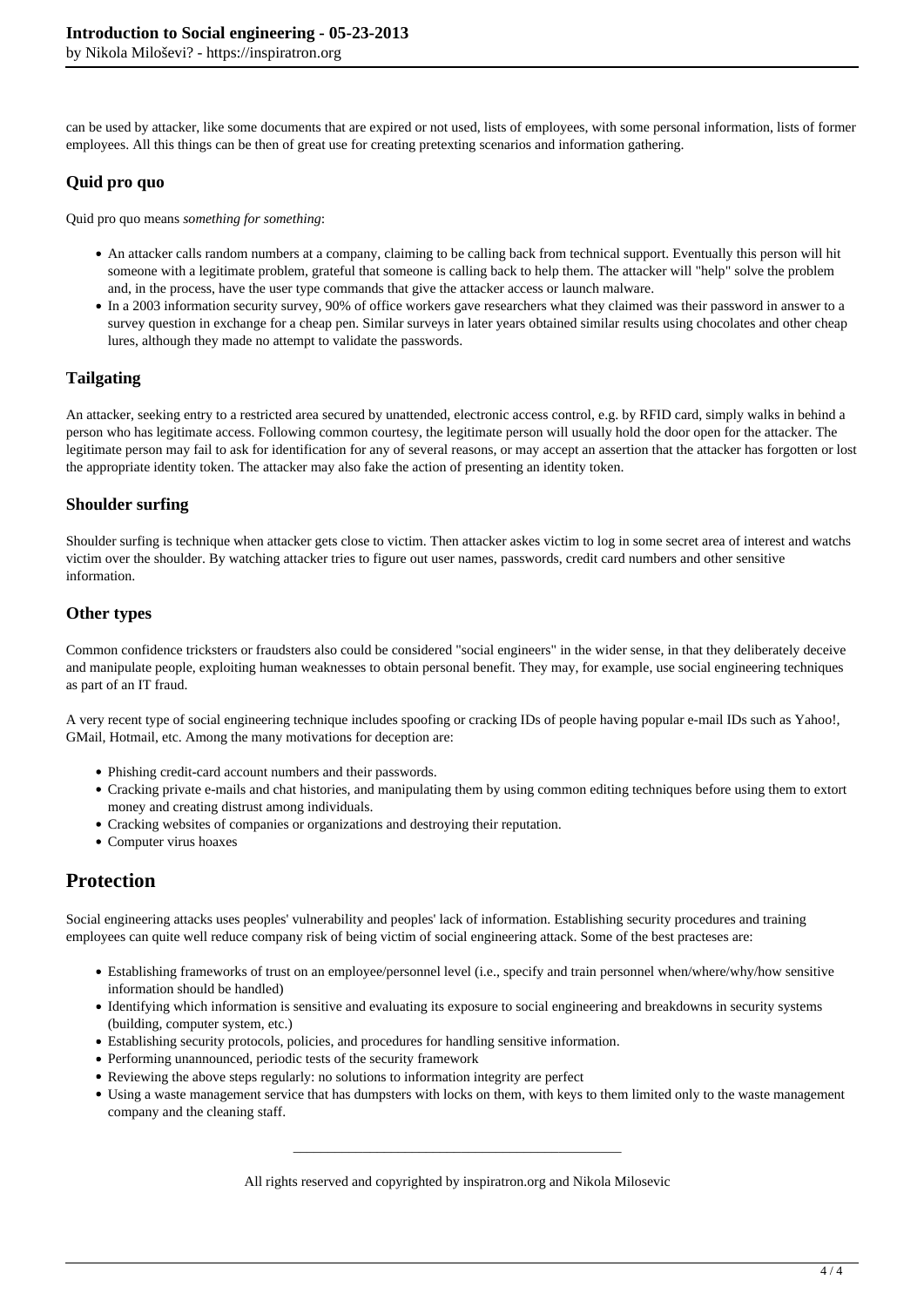can be used by attacker, like some documents that are expired or not used, lists of employees, with some personal information, lists of former employees. All this things can be then of great use for creating pretexting scenarios and information gathering.

### Quid pro quo

Quid pro quo means *something for something*:

- An attacker calls random numbers at a company, claiming to be calling back from technical support. Eventually this person will hit someone with a legitimate problem, grateful that someone is calling back to help them. The attacker will "help" solve the problem and, in the process, have the user type commands that give the attacker access or launch malware.
- In a 2003 information security survey, 90% of office workers gave researchers what they claimed was their password in answer to a survey question in exchange for a cheap pen. Similar surveys in later years obtained similar results using chocolates and other cheap lures, although they made no attempt to validate the passwords.

### Tailgating

An attacker, seeking entry to a restricted area secured by unattended, electronic access control, e.g. by RFID card, simply walks in behind a person who has legitimate access. Following common courtesy, the legitimate person will usually hold the door open for the attacker. The legitimate person may fail to ask for identification for any of several reasons, or may accept an assertion that the attacker has forgotten or lost the appropriate identity token. The attacker may also fake the action of presenting an identity token.

### Shoulder surfing

Shoulder surfing is technique when attacker gets close to victim. Then attacker askes victim to log in some secret area of interest and watchs victim over the shoulder. By watching attacker tries to figure out user names, passwords, credit card numbers and other sensitive information.

### Other types

Common confidence tricksters or fraudsters also could be considered "social engineers" in the wider sense, in that they deliberately deceive and manipulate people, exploiting human weaknesses to obtain personal benefit. They may, for example, use social engineering techniques as part of an IT fraud.

A very recent type of social engineering technique includes spoofing or cracking IDs of people having popular e-mail IDs such as Yahoo!, GMail, Hotmail, etc. Among the many motivations for deception are:

- Phishing credit-card account numbers and their passwords.
- Cracking private e-mails and chat histories, and manipulating them by using common editing techniques before using them to extort money and creating distrust among individuals.
- Cracking websites of companies or organizations and destroying their reputation.
- Computer virus hoaxes

## Protection

Social engineering attacks uses peoples' vulnerability and peoples' lack of information. Establishing security procedures and training employees can quite well reduce company risk of being victim of social engineering attack. Some of the best practeses are:

- Establishing frameworks of trust on an employee/personnel level (i.e., specify and train personnel when/where/why/how sensitive information should be handled)
- Identifying which information is sensitive and evaluating its exposure to social engineering and breakdowns in security systems (building, computer system, etc.)
- Establishing security protocols, policies, and procedures for handling sensitive information.
- Performing unannounced, periodic tests of the security framework
- Reviewing the above steps regularly: no solutions to information integrity are perfect
- Using a waste management service that has dumpsters with locks on them, with keys to them limited only to the waste management company and the cleaning staff.

---

All rights reserved and copyrighted by inspiratron.org and Nikola Milosevic